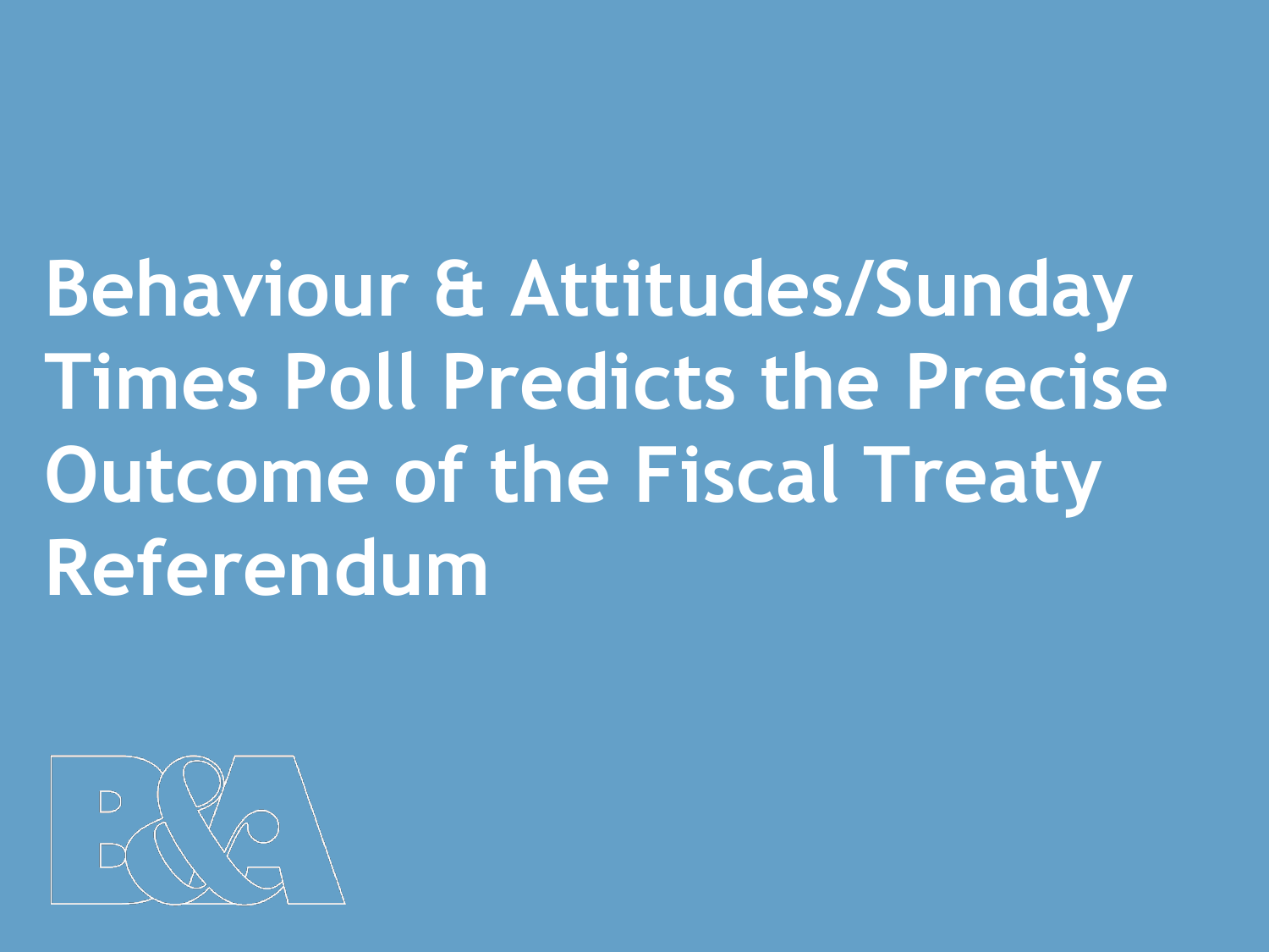# Behaviour & Attitudes/Sunday Times Poll Predicts the Precise Outcome of the Fiscal Treaty Referendum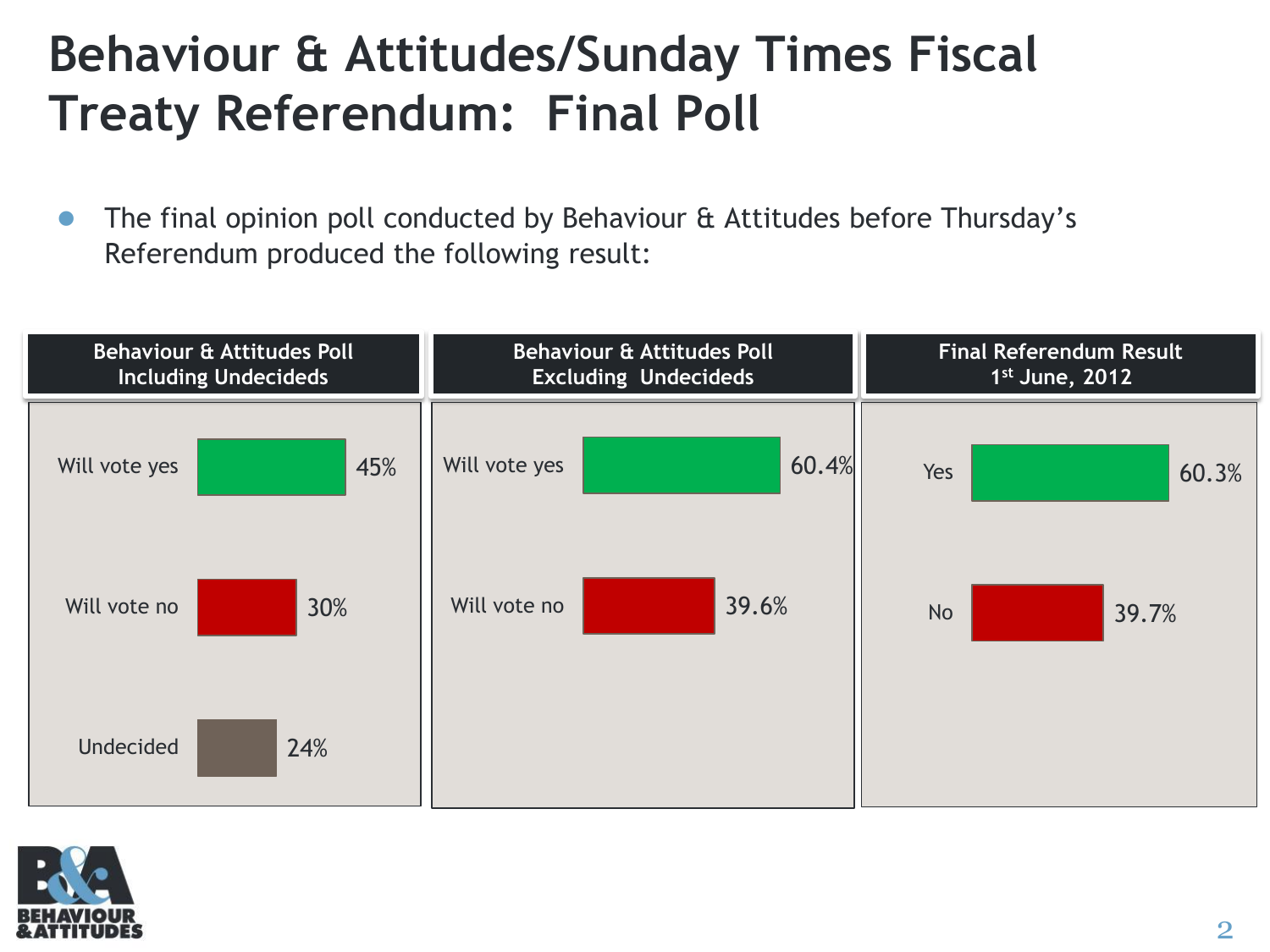# Behaviour & Attitudes/Sunday Times Fiscal Treaty Referendum: Final Poll

- The final opinion poll conducted by Behaviour & Attitudes before Thursday's Referendum produced the following result:

| Behaviour & Attitudes Poll Including Undecideds | | Behaviour & Attitudes Poll Excluding Undecideds | | Final Referendum Result 1st June, 2012 | |
|---|---|---|---|---|---|
| Will vote yes | 45% | Will vote yes | 60.4% | Yes | 60.3% |
| Will vote no | 30% | Will vote no | 39.6% | No | 39.7% |
| Undecided | 24% | | | | |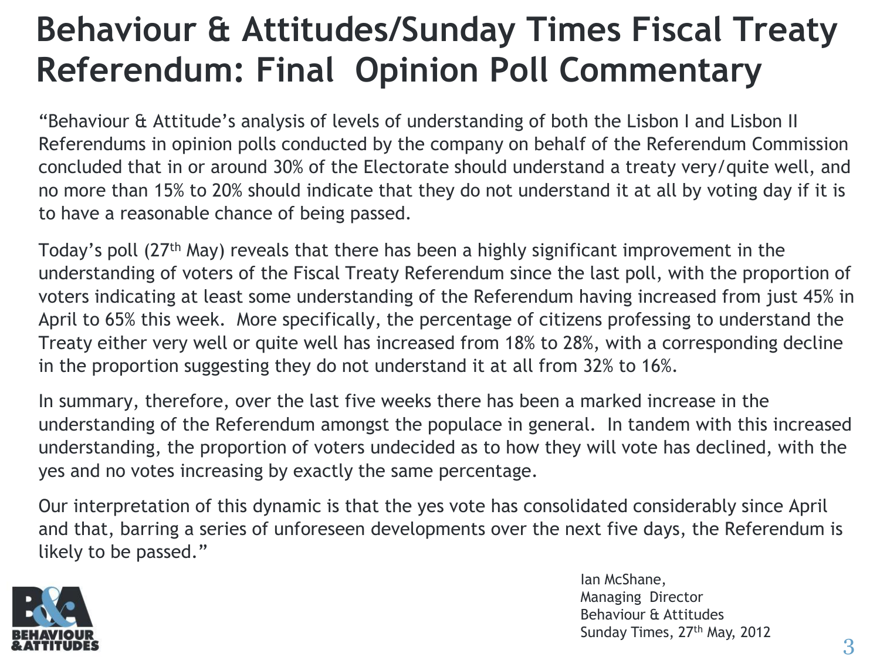# Behaviour & Attitudes/Sunday Times Fiscal Treaty Referendum: Final Opinion Poll Commentary

"Behaviour & Attitude's analysis of levels of understanding of both the Lisbon I and Lisbon II Referendums in opinion polls conducted by the company on behalf of the Referendum Commission concluded that in or around 30% of the Electorate should understand a treaty very/quite well, and no more than 15% to 20% should indicate that they do not understand it at all by voting day if it is to have a reasonable chance of being passed.

Today's poll (27th May) reveals that there has been a highly significant improvement in the understanding of voters of the Fiscal Treaty Referendum since the last poll, with the proportion of voters indicating at least some understanding of the Referendum having increased from just 45% in April to 65% this week. More specifically, the percentage of citizens professing to understand the Treaty either very well or quite well has increased from 18% to 28%, with a corresponding decline in the proportion suggesting they do not understand it at all from 32% to 16%.

In summary, therefore, over the last five weeks there has been a marked increase in the understanding of the Referendum amongst the populace in general. In tandem with this increased understanding, the proportion of voters undecided as to how they will vote has declined, with the yes and no votes increasing by exactly the same percentage.

Our interpretation of this dynamic is that the yes vote has consolidated considerably since April and that, barring a series of unforeseen developments over the next five days, the Referendum is likely to be passed."

Ian McShane,
Managing Director
Behaviour & Attitudes
Sunday Times, 27th May, 2012

BEHAVIOUR & ATTITUDES